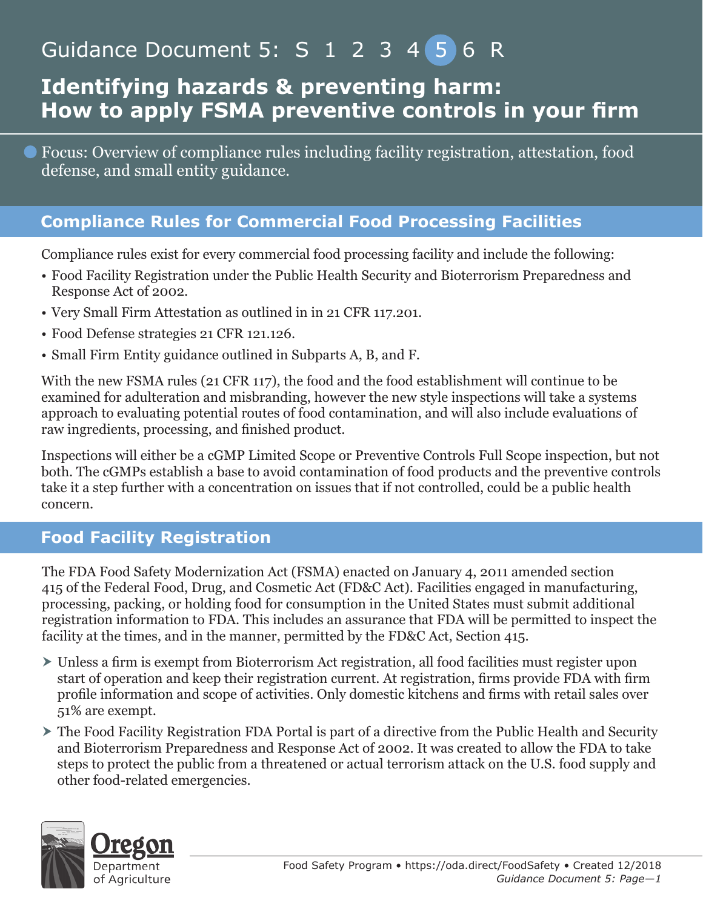Guidance Document 5: S 1 2 3 4 5 6 R

# Identifying hazards & preventing harm: How to apply FSMA preventive controls in your firm

Focus: Overview of compliance rules including facility registration, attestation, food defense, and small entity guidance.

## Compliance Rules for Commercial Food Processing Facilities

Compliance rules exist for every commercial food processing facility and include the following:

- Food Facility Registration under the Public Health Security and Bioterrorism Preparedness and Response Act of 2002.
- Very Small Firm Attestation as outlined in in 21 CFR 117.201.
- Food Defense strategies 21 CFR 121.126.
- Small Firm Entity guidance outlined in Subparts A, B, and F.

With the new FSMA rules (21 CFR 117), the food and the food establishment will continue to be examined for adulteration and misbranding, however the new style inspections will take a systems approach to evaluating potential routes of food contamination, and will also include evaluations of raw ingredients, processing, and finished product.

Inspections will either be a cGMP Limited Scope or Preventive Controls Full Scope inspection, but not both. The cGMPs establish a base to avoid contamination of food products and the preventive controls take it a step further with a concentration on issues that if not controlled, could be a public health concern.

## Food Facility Registration

The FDA Food Safety Modernization Act (FSMA) enacted on January 4, 2011 amended section 415 of the Federal Food, Drug, and Cosmetic Act (FD&C Act). Facilities engaged in manufacturing, processing, packing, or holding food for consumption in the United States must submit additional registration information to FDA. This includes an assurance that FDA will be permitted to inspect the facility at the times, and in the manner, permitted by the FD&C Act, Section 415.

- Unless a firm is exempt from Bioterrorism Act registration, all food facilities must register upon start of operation and keep their registration current. At registration, firms provide FDA with firm profile information and scope of activities. Only domestic kitchens and firms with retail sales over 51% are exempt.
- The Food Facility Registration FDA Portal is part of a directive from the Public Health and Security and Bioterrorism Preparedness and Response Act of 2002. It was created to allow the FDA to take steps to protect the public from a threatened or actual terrorism attack on the U.S. food supply and other food-related emergencies.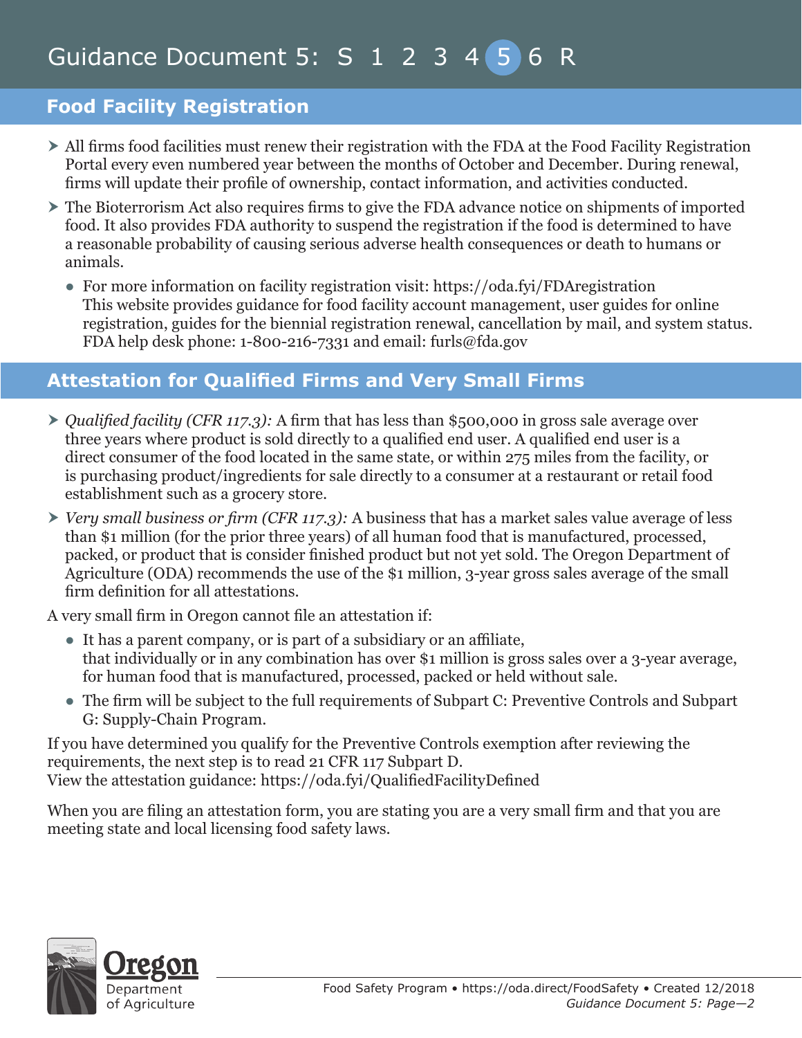## Food Facility Registration

- All firms food facilities must renew their registration with the FDA at the Food Facility Registration Portal every even numbered year between the months of October and December. During renewal, firms will update their profile of ownership, contact information, and activities conducted.
- The Bioterrorism Act also requires firms to give the FDA advance notice on shipments of imported food. It also provides FDA authority to suspend the registration if the food is determined to have a reasonable probability of causing serious adverse health consequences or death to humans or animals.
  - For more information on facility registration visit: https://oda.fyi/FDAregistration
    This website provides guidance for food facility account management, user guides for online registration, guides for the biennial registration renewal, cancellation by mail, and system status. FDA help desk phone: 1-800-216-7331 and email: furls@fda.gov

## Attestation for Qualified Firms and Very Small Firms

- *Qualified facility (CFR 117.3):* A firm that has less than $500,000 in gross sale average over three years where product is sold directly to a qualified end user. A qualified end user is a direct consumer of the food located in the same state, or within 275 miles from the facility, or is purchasing product/ingredients for sale directly to a consumer at a restaurant or retail food establishment such as a grocery store.
- *Very small business or firm (CFR 117.3):* A business that has a market sales value average of less than $1 million (for the prior three years) of all human food that is manufactured, processed, packed, or product that is consider finished product but not yet sold. The Oregon Department of Agriculture (ODA) recommends the use of the $1 million, 3-year gross sales average of the small firm definition for all attestations.

A very small firm in Oregon cannot file an attestation if:

- It has a parent company, or is part of a subsidiary or an affiliate, that individually or in any combination has over $1 million is gross sales over a 3-year average, for human food that is manufactured, processed, packed or held without sale.
- The firm will be subject to the full requirements of Subpart C: Preventive Controls and Subpart G: Supply-Chain Program.

If you have determined you qualify for the Preventive Controls exemption after reviewing the requirements, the next step is to read 21 CFR 117 Subpart D.
View the attestation guidance: https://oda.fyi/QualifiedFacilityDefined

When you are filing an attestation form, you are stating you are a very small firm and that you are meeting state and local licensing food safety laws.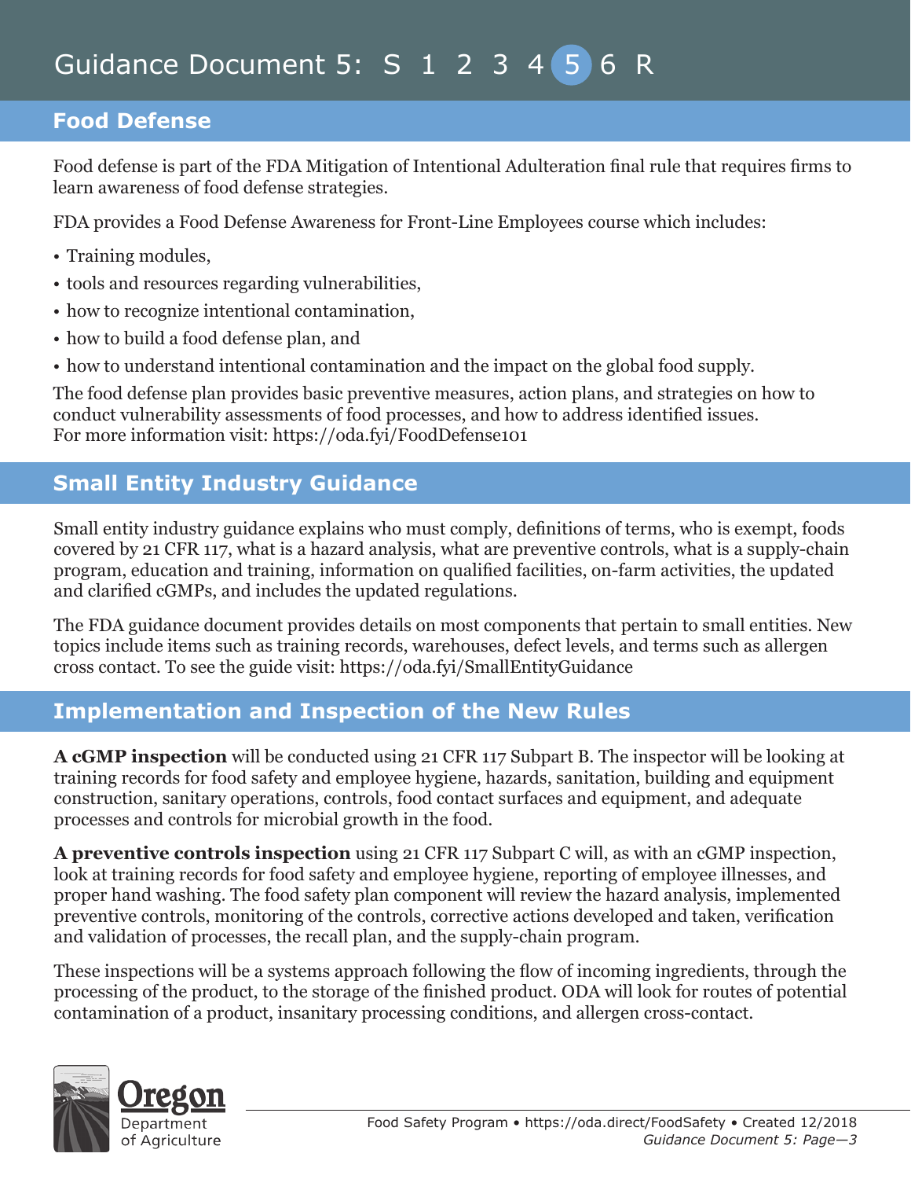## Food Defense

Food defense is part of the FDA Mitigation of Intentional Adulteration final rule that requires firms to learn awareness of food defense strategies.

FDA provides a Food Defense Awareness for Front-Line Employees course which includes:

- Training modules,
- tools and resources regarding vulnerabilities,
- how to recognize intentional contamination,
- how to build a food defense plan, and
- how to understand intentional contamination and the impact on the global food supply.

The food defense plan provides basic preventive measures, action plans, and strategies on how to conduct vulnerability assessments of food processes, and how to address identified issues. For more information visit: https://oda.fyi/FoodDefense101

## Small Entity Industry Guidance

Small entity industry guidance explains who must comply, definitions of terms, who is exempt, foods covered by 21 CFR 117, what is a hazard analysis, what are preventive controls, what is a supply-chain program, education and training, information on qualified facilities, on-farm activities, the updated and clarified cGMPs, and includes the updated regulations.

The FDA guidance document provides details on most components that pertain to small entities. New topics include items such as training records, warehouses, defect levels, and terms such as allergen cross contact. To see the guide visit: https://oda.fyi/SmallEntityGuidance

## Implementation and Inspection of the New Rules

**A cGMP inspection** will be conducted using 21 CFR 117 Subpart B. The inspector will be looking at training records for food safety and employee hygiene, hazards, sanitation, building and equipment construction, sanitary operations, controls, food contact surfaces and equipment, and adequate processes and controls for microbial growth in the food.

**A preventive controls inspection** using 21 CFR 117 Subpart C will, as with an cGMP inspection, look at training records for food safety and employee hygiene, reporting of employee illnesses, and proper hand washing. The food safety plan component will review the hazard analysis, implemented preventive controls, monitoring of the controls, corrective actions developed and taken, verification and validation of processes, the recall plan, and the supply-chain program.

These inspections will be a systems approach following the flow of incoming ingredients, through the processing of the product, to the storage of the finished product. ODA will look for routes of potential contamination of a product, insanitary processing conditions, and allergen cross-contact.